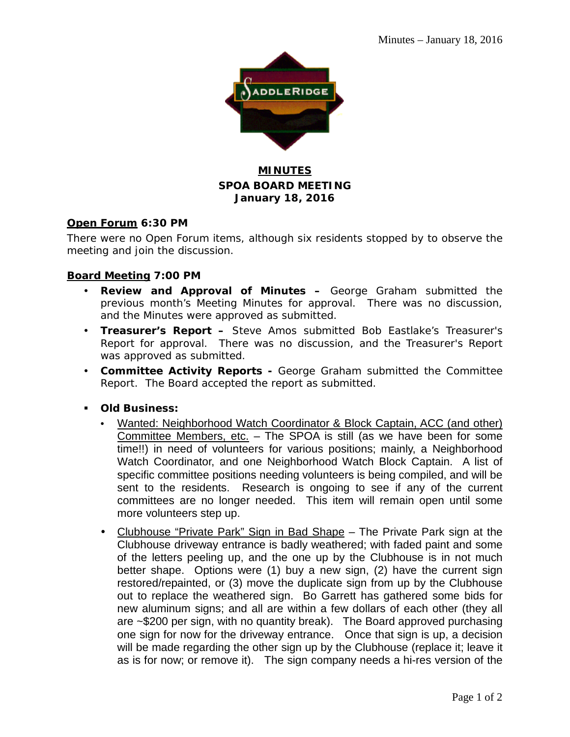# MINUTES
## SPOA BOARD MEETING
### January 18, 2016

**Open Forum 6:30 PM**

There were no Open Forum items, although six residents stopped by to observe the meeting and join the discussion.

**Board Meeting 7:00 PM**

- **Review and Approval of Minutes –** George Graham submitted the previous month's Meeting Minutes for approval. There was no discussion, and the Minutes were approved as submitted.
- **Treasurer's Report –** Steve Amos submitted Bob Eastlake's Treasurer's Report for approval. There was no discussion, and the Treasurer's Report was approved as submitted.
- **Committee Activity Reports -** George Graham submitted the Committee Report. The Board accepted the report as submitted.

- **Old Business:**
  - Wanted: Neighborhood Watch Coordinator & Block Captain, ACC (and other) Committee Members, etc. – The SPOA is still (as we have been for some time!!) in need of volunteers for various positions; mainly, a Neighborhood Watch Coordinator, and one Neighborhood Watch Block Captain. A list of specific committee positions needing volunteers is being compiled, and will be sent to the residents. Research is ongoing to see if any of the current committees are no longer needed. This item will remain open until some more volunteers step up.
  - Clubhouse "Private Park" Sign in Bad Shape – The Private Park sign at the Clubhouse driveway entrance is badly weathered; with faded paint and some of the letters peeling up, and the one up by the Clubhouse is in not much better shape. Options were (1) buy a new sign, (2) have the current sign restored/repainted, or (3) move the duplicate sign from up by the Clubhouse out to replace the weathered sign. Bo Garrett has gathered some bids for new aluminum signs; and all are within a few dollars of each other (they all are ~$200 per sign, with no quantity break). The Board approved purchasing one sign for now for the driveway entrance. Once that sign is up, a decision will be made regarding the other sign up by the Clubhouse (replace it; leave it as is for now; or remove it). The sign company needs a hi-res version of the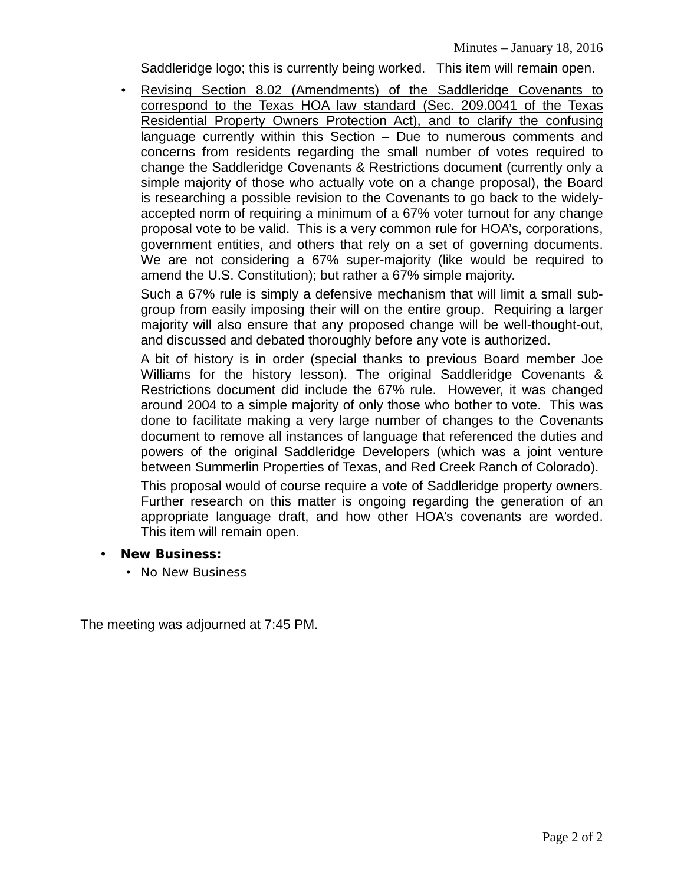Saddleridge logo; this is currently being worked. This item will remain open.

- <u>Revising Section 8.02 (Amendments) of the Saddleridge Covenants to correspond to the Texas HOA law standard (Sec. 209.0041 of the Texas Residential Property Owners Protection Act), and to clarify the confusing language currently within this Section</u> – Due to numerous comments and concerns from residents regarding the small number of votes required to change the Saddleridge Covenants & Restrictions document (currently only a simple majority of those who actually vote on a change proposal), the Board is researching a possible revision to the Covenants to go back to the widely-accepted norm of requiring a minimum of a 67% voter turnout for any change proposal vote to be valid. This is a very common rule for HOA's, corporations, government entities, and others that rely on a set of governing documents. We are not considering a 67% super-majority (like would be required to amend the U.S. Constitution); but rather a 67% simple majority.

  Such a 67% rule is simply a defensive mechanism that will limit a small sub-group from <u>easily</u> imposing their will on the entire group. Requiring a larger majority will also ensure that any proposed change will be well-thought-out, and discussed and debated thoroughly before any vote is authorized.

  A bit of history is in order (special thanks to previous Board member Joe Williams for the history lesson). The original Saddleridge Covenants & Restrictions document did include the 67% rule. However, it was changed around 2004 to a simple majority of only those who bother to vote. This was done to facilitate making a very large number of changes to the Covenants document to remove all instances of language that referenced the duties and powers of the original Saddleridge Developers (which was a joint venture between Summerlin Properties of Texas, and Red Creek Ranch of Colorado).

  This proposal would of course require a vote of Saddleridge property owners. Further research on this matter is ongoing regarding the generation of an appropriate language draft, and how other HOA's covenants are worded. This item will remain open.

- **New Business:**
  - No New Business

The meeting was adjourned at 7:45 PM.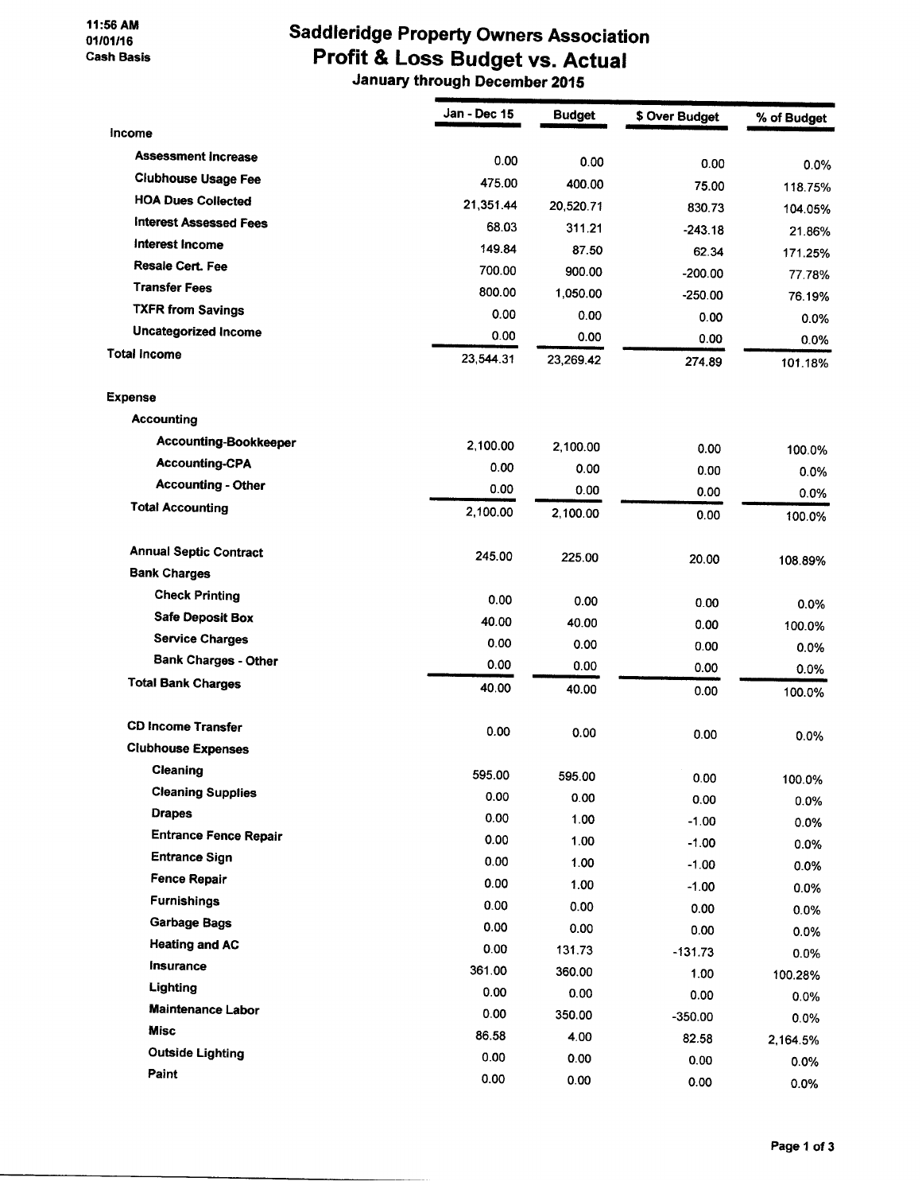11:56 AM
01/01/16
Cash Basis

# Saddleridge Property Owners Association
## Profit & Loss Budget vs. Actual
### January through December 2015

| | Jan - Dec 15 | Budget | $ Over Budget | % of Budget |
|---|---|---|---|---|
| **Income** | | | | |
| Assessment Increase | 0.00 | 0.00 | 0.00 | 0.0% |
| Clubhouse Usage Fee | 475.00 | 400.00 | 75.00 | 118.75% |
| HOA Dues Collected | 21,351.44 | 20,520.71 | 830.73 | 104.05% |
| Interest Assessed Fees | 68.03 | 311.21 | -243.18 | 21.86% |
| Interest Income | 149.84 | 87.50 | 62.34 | 171.25% |
| Resale Cert. Fee | 700.00 | 900.00 | -200.00 | 77.78% |
| Transfer Fees | 800.00 | 1,050.00 | -250.00 | 76.19% |
| TXFR from Savings | 0.00 | 0.00 | 0.00 | 0.0% |
| Uncategorized Income | 0.00 | 0.00 | 0.00 | 0.0% |
| **Total Income** | 23,544.31 | 23,269.42 | 274.89 | 101.18% |
| **Expense** | | | | |
| Accounting | | | | |
| Accounting-Bookkeeper | 2,100.00 | 2,100.00 | 0.00 | 100.0% |
| Accounting-CPA | 0.00 | 0.00 | 0.00 | 0.0% |
| Accounting - Other | 0.00 | 0.00 | 0.00 | 0.0% |
| Total Accounting | 2,100.00 | 2,100.00 | 0.00 | 100.0% |
| Annual Septic Contract | 245.00 | 225.00 | 20.00 | 108.89% |
| Bank Charges | | | | |
| Check Printing | 0.00 | 0.00 | 0.00 | 0.0% |
| Safe Deposit Box | 40.00 | 40.00 | 0.00 | 100.0% |
| Service Charges | 0.00 | 0.00 | 0.00 | 0.0% |
| Bank Charges - Other | 0.00 | 0.00 | 0.00 | 0.0% |
| Total Bank Charges | 40.00 | 40.00 | 0.00 | 100.0% |
| CD Income Transfer | 0.00 | 0.00 | 0.00 | 0.0% |
| Clubhouse Expenses | | | | |
| Cleaning | 595.00 | 595.00 | 0.00 | 100.0% |
| Cleaning Supplies | 0.00 | 0.00 | 0.00 | 0.0% |
| Drapes | 0.00 | 1.00 | -1.00 | 0.0% |
| Entrance Fence Repair | 0.00 | 1.00 | -1.00 | 0.0% |
| Entrance Sign | 0.00 | 1.00 | -1.00 | 0.0% |
| Fence Repair | 0.00 | 1.00 | -1.00 | 0.0% |
| Furnishings | 0.00 | 0.00 | 0.00 | 0.0% |
| Garbage Bags | 0.00 | 0.00 | 0.00 | 0.0% |
| Heating and AC | 0.00 | 131.73 | -131.73 | 0.0% |
| Insurance | 361.00 | 360.00 | 1.00 | 100.28% |
| Lighting | 0.00 | 0.00 | 0.00 | 0.0% |
| Maintenance Labor | 0.00 | 350.00 | -350.00 | 0.0% |
| Misc | 86.58 | 4.00 | 82.58 | 2,164.5% |
| Outside Lighting | 0.00 | 0.00 | 0.00 | 0.0% |
| Paint | 0.00 | 0.00 | 0.00 | 0.0% |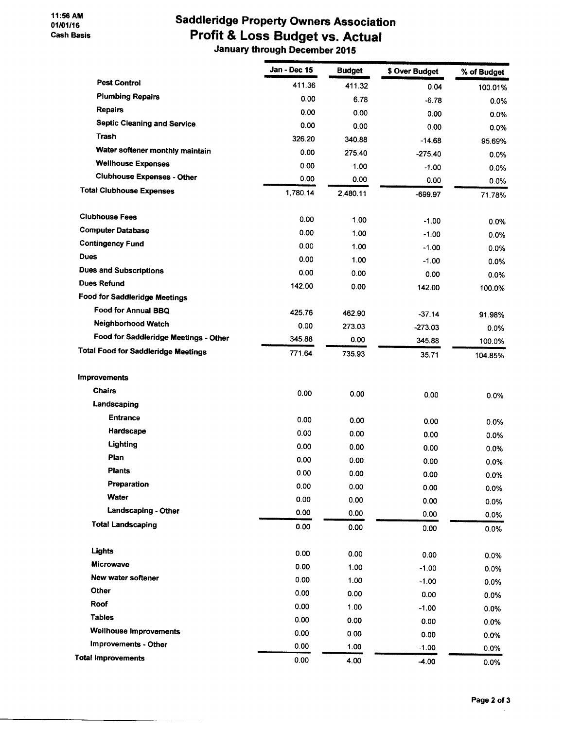11:56 AM
01/01/16
Cash Basis

# Saddleridge Property Owners Association
## Profit & Loss Budget vs. Actual
### January through December 2015

| | Jan - Dec 15 | Budget | $ Over Budget | % of Budget |
|---|---|---|---|---|
| Pest Control | 411.36 | 411.32 | 0.04 | 100.01% |
| Plumbing Repairs | 0.00 | 6.78 | -6.78 | 0.0% |
| Repairs | 0.00 | 0.00 | 0.00 | 0.0% |
| Septic Cleaning and Service | 0.00 | 0.00 | 0.00 | 0.0% |
| Trash | 326.20 | 340.88 | -14.68 | 95.69% |
| Water softener monthly maintain | 0.00 | 275.40 | -275.40 | 0.0% |
| Wellhouse Expenses | 0.00 | 1.00 | -1.00 | 0.0% |
| Clubhouse Expenses - Other | 0.00 | 0.00 | 0.00 | 0.0% |
| **Total Clubhouse Expenses** | 1,780.14 | 2,480.11 | -699.97 | 71.78% |
| | | | | |
| Clubhouse Fees | 0.00 | 1.00 | -1.00 | 0.0% |
| Computer Database | 0.00 | 1.00 | -1.00 | 0.0% |
| Contingency Fund | 0.00 | 1.00 | -1.00 | 0.0% |
| Dues | 0.00 | 1.00 | -1.00 | 0.0% |
| Dues and Subscriptions | 0.00 | 0.00 | 0.00 | 0.0% |
| Dues Refund | 142.00 | 0.00 | 142.00 | 100.0% |
| Food for Saddleridge Meetings | | | | |
| Food for Annual BBQ | 425.76 | 462.90 | -37.14 | 91.98% |
| Neighborhood Watch | 0.00 | 273.03 | -273.03 | 0.0% |
| Food for Saddleridge Meetings - Other | 345.88 | 0.00 | 345.88 | 100.0% |
| **Total Food for Saddleridge Meetings** | 771.64 | 735.93 | 35.71 | 104.85% |
| | | | | |
| Improvements | | | | |
| Chairs | 0.00 | 0.00 | 0.00 | 0.0% |
| Landscaping | | | | |
| Entrance | 0.00 | 0.00 | 0.00 | 0.0% |
| Hardscape | 0.00 | 0.00 | 0.00 | 0.0% |
| Lighting | 0.00 | 0.00 | 0.00 | 0.0% |
| Plan | 0.00 | 0.00 | 0.00 | 0.0% |
| Plants | 0.00 | 0.00 | 0.00 | 0.0% |
| Preparation | 0.00 | 0.00 | 0.00 | 0.0% |
| Water | 0.00 | 0.00 | 0.00 | 0.0% |
| Landscaping - Other | 0.00 | 0.00 | 0.00 | 0.0% |
| **Total Landscaping** | 0.00 | 0.00 | 0.00 | 0.0% |
| | | | | |
| Lights | 0.00 | 0.00 | 0.00 | 0.0% |
| Microwave | 0.00 | 1.00 | -1.00 | 0.0% |
| New water softener | 0.00 | 1.00 | -1.00 | 0.0% |
| Other | 0.00 | 0.00 | 0.00 | 0.0% |
| Roof | 0.00 | 1.00 | -1.00 | 0.0% |
| Tables | 0.00 | 0.00 | 0.00 | 0.0% |
| Wellhouse Improvements | 0.00 | 0.00 | 0.00 | 0.0% |
| Improvements - Other | 0.00 | 1.00 | -1.00 | 0.0% |
| **Total Improvements** | 0.00 | 4.00 | -4.00 | 0.0% |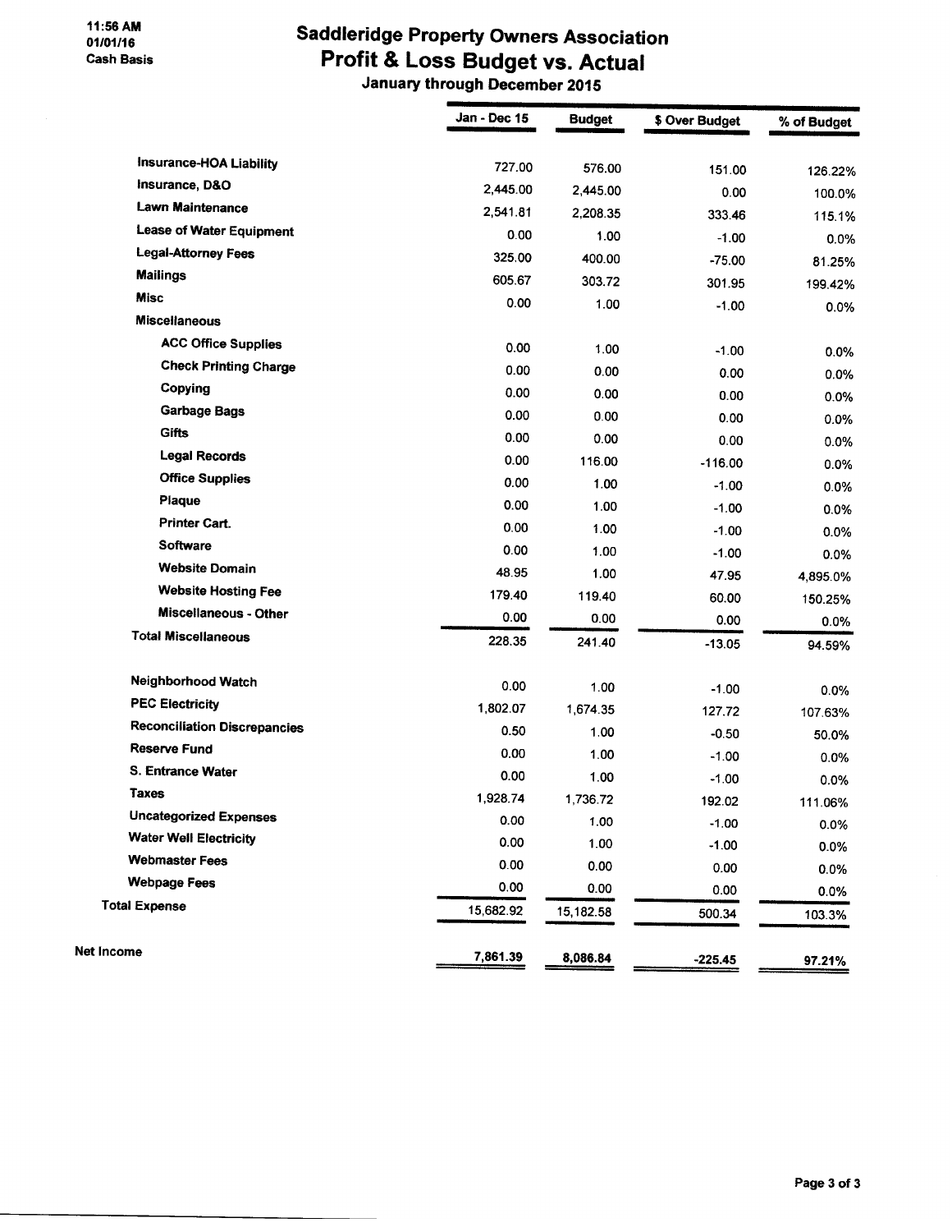11:56 AM
01/01/16
Cash Basis

# Saddleridge Property Owners Association
## Profit & Loss Budget vs. Actual
### January through December 2015

| | Jan - Dec 15 | Budget | $ Over Budget | % of Budget |
|---|---|---|---|---|
| Insurance-HOA Liability | 727.00 | 576.00 | 151.00 | 126.22% |
| Insurance, D&O | 2,445.00 | 2,445.00 | 0.00 | 100.0% |
| Lawn Maintenance | 2,541.81 | 2,208.35 | 333.46 | 115.1% |
| Lease of Water Equipment | 0.00 | 1.00 | -1.00 | 0.0% |
| Legal-Attorney Fees | 325.00 | 400.00 | -75.00 | 81.25% |
| Mailings | 605.67 | 303.72 | 301.95 | 199.42% |
| Misc | 0.00 | 1.00 | -1.00 | 0.0% |
| Miscellaneous | | | | |
| ACC Office Supplies | 0.00 | 1.00 | -1.00 | 0.0% |
| Check Printing Charge | 0.00 | 0.00 | 0.00 | 0.0% |
| Copying | 0.00 | 0.00 | 0.00 | 0.0% |
| Garbage Bags | 0.00 | 0.00 | 0.00 | 0.0% |
| Gifts | 0.00 | 0.00 | 0.00 | 0.0% |
| Legal Records | 0.00 | 116.00 | -116.00 | 0.0% |
| Office Supplies | 0.00 | 1.00 | -1.00 | 0.0% |
| Plaque | 0.00 | 1.00 | -1.00 | 0.0% |
| Printer Cart. | 0.00 | 1.00 | -1.00 | 0.0% |
| Software | 0.00 | 1.00 | -1.00 | 0.0% |
| Website Domain | 48.95 | 1.00 | 47.95 | 4,895.0% |
| Website Hosting Fee | 179.40 | 119.40 | 60.00 | 150.25% |
| Miscellaneous - Other | 0.00 | 0.00 | 0.00 | 0.0% |
| Total Miscellaneous | 228.35 | 241.40 | -13.05 | 94.59% |
| Neighborhood Watch | 0.00 | 1.00 | -1.00 | 0.0% |
| PEC Electricity | 1,802.07 | 1,674.35 | 127.72 | 107.63% |
| Reconciliation Discrepancies | 0.50 | 1.00 | -0.50 | 50.0% |
| Reserve Fund | 0.00 | 1.00 | -1.00 | 0.0% |
| S. Entrance Water | 0.00 | 1.00 | -1.00 | 0.0% |
| Taxes | 1,928.74 | 1,736.72 | 192.02 | 111.06% |
| Uncategorized Expenses | 0.00 | 1.00 | -1.00 | 0.0% |
| Water Well Electricity | 0.00 | 1.00 | -1.00 | 0.0% |
| Webmaster Fees | 0.00 | 0.00 | 0.00 | 0.0% |
| Webpage Fees | 0.00 | 0.00 | 0.00 | 0.0% |
| Total Expense | 15,682.92 | 15,182.58 | 500.34 | 103.3% |
| Net Income | 7,861.39 | 8,086.84 | -225.45 | 97.21% |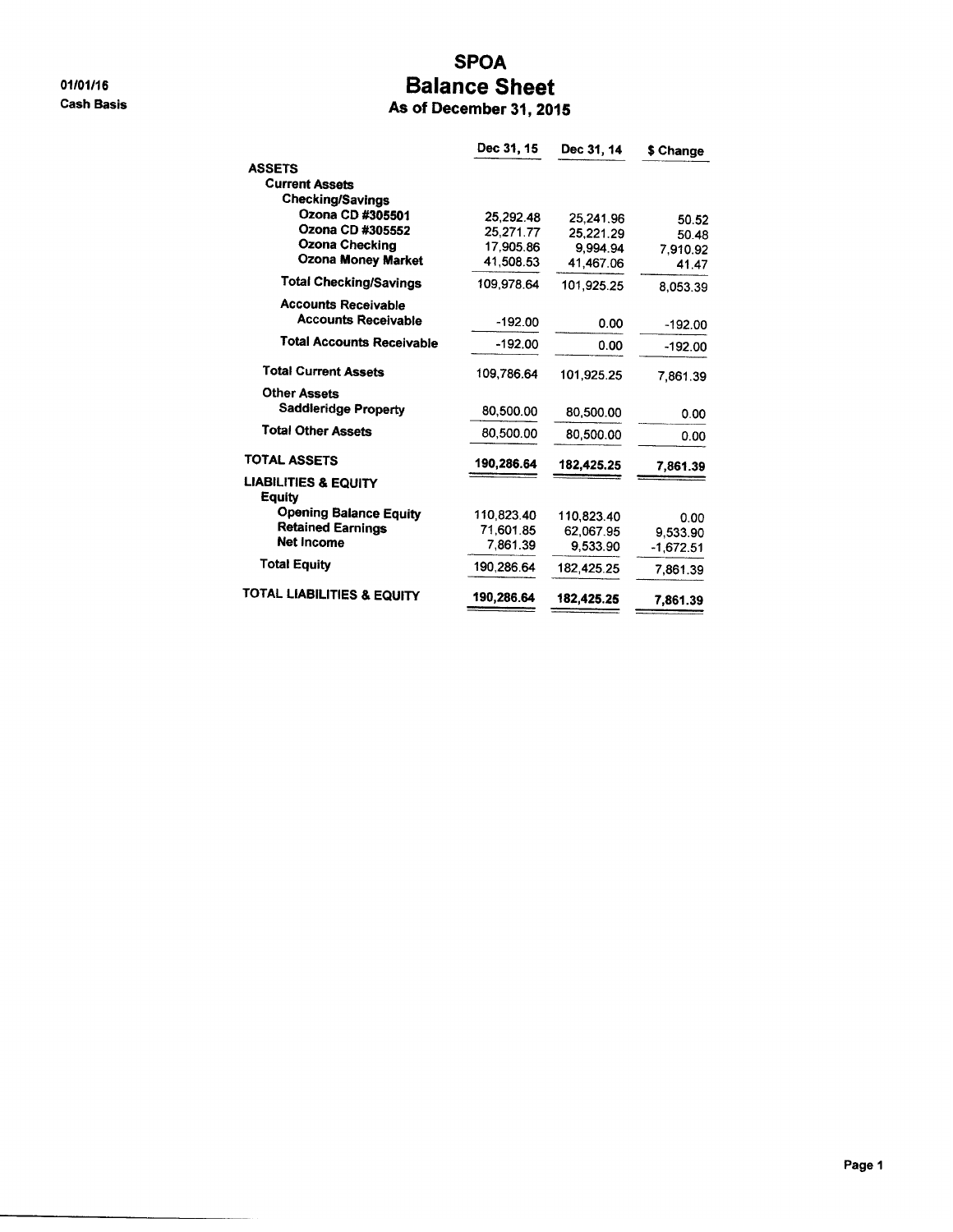01/01/16
Cash Basis

# SPOA
# Balance Sheet
## As of December 31, 2015

| | Dec 31, 15 | Dec 31, 14 | $ Change |
|---|---|---|---|
| **ASSETS** | | | |
| **Current Assets** | | | |
| **Checking/Savings** | | | |
| **Ozona CD #305501** | 25,292.48 | 25,241.96 | 50.52 |
| **Ozona CD #305552** | 25,271.77 | 25,221.29 | 50.48 |
| **Ozona Checking** | 17,905.86 | 9,994.94 | 7,910.92 |
| **Ozona Money Market** | 41,508.53 | 41,467.06 | 41.47 |
| **Total Checking/Savings** | 109,978.64 | 101,925.25 | 8,053.39 |
| **Accounts Receivable** | | | |
| **Accounts Receivable** | -192.00 | 0.00 | -192.00 |
| **Total Accounts Receivable** | -192.00 | 0.00 | -192.00 |
| **Total Current Assets** | 109,786.64 | 101,925.25 | 7,861.39 |
| **Other Assets** | | | |
| **Saddleridge Property** | 80,500.00 | 80,500.00 | 0.00 |
| **Total Other Assets** | 80,500.00 | 80,500.00 | 0.00 |
| **TOTAL ASSETS** | **190,286.64** | **182,425.25** | **7,861.39** |
| **LIABILITIES & EQUITY** | | | |
| **Equity** | | | |
| **Opening Balance Equity** | 110,823.40 | 110,823.40 | 0.00 |
| **Retained Earnings** | 71,601.85 | 62,067.95 | 9,533.90 |
| **Net Income** | 7,861.39 | 9,533.90 | -1,672.51 |
| **Total Equity** | 190,286.64 | 182,425.25 | 7,861.39 |
| **TOTAL LIABILITIES & EQUITY** | **190,286.64** | **182,425.25** | **7,861.39** |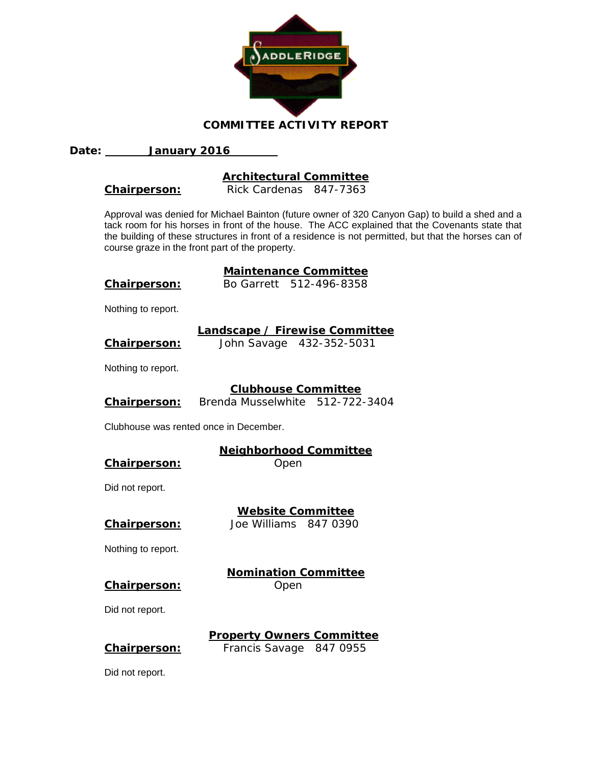# COMMITTEE ACTIVITY REPORT

**Date: January 2016**

## Architectural Committee

**Chairperson:** Rick Cardenas 847-7363

Approval was denied for Michael Bainton (future owner of 320 Canyon Gap) to build a shed and a tack room for his horses in front of the house. The ACC explained that the Covenants state that the building of these structures in front of a residence is not permitted, but that the horses can of course graze in the front part of the property.

## Maintenance Committee

**Chairperson:** Bo Garrett 512-496-8358

Nothing to report.

## Landscape / Firewise Committee

**Chairperson:** John Savage 432-352-5031

Nothing to report.

## Clubhouse Committee

**Chairperson:** Brenda Musselwhite 512-722-3404

Clubhouse was rented once in December.

## Neighborhood Committee

**Chairperson:** Open

Did not report.

## Website Committee

**Chairperson:** Joe Williams 847 0390

Nothing to report.

## Nomination Committee

**Chairperson:** Open

Did not report.

## Property Owners Committee

**Chairperson:** Francis Savage 847 0955

Did not report.